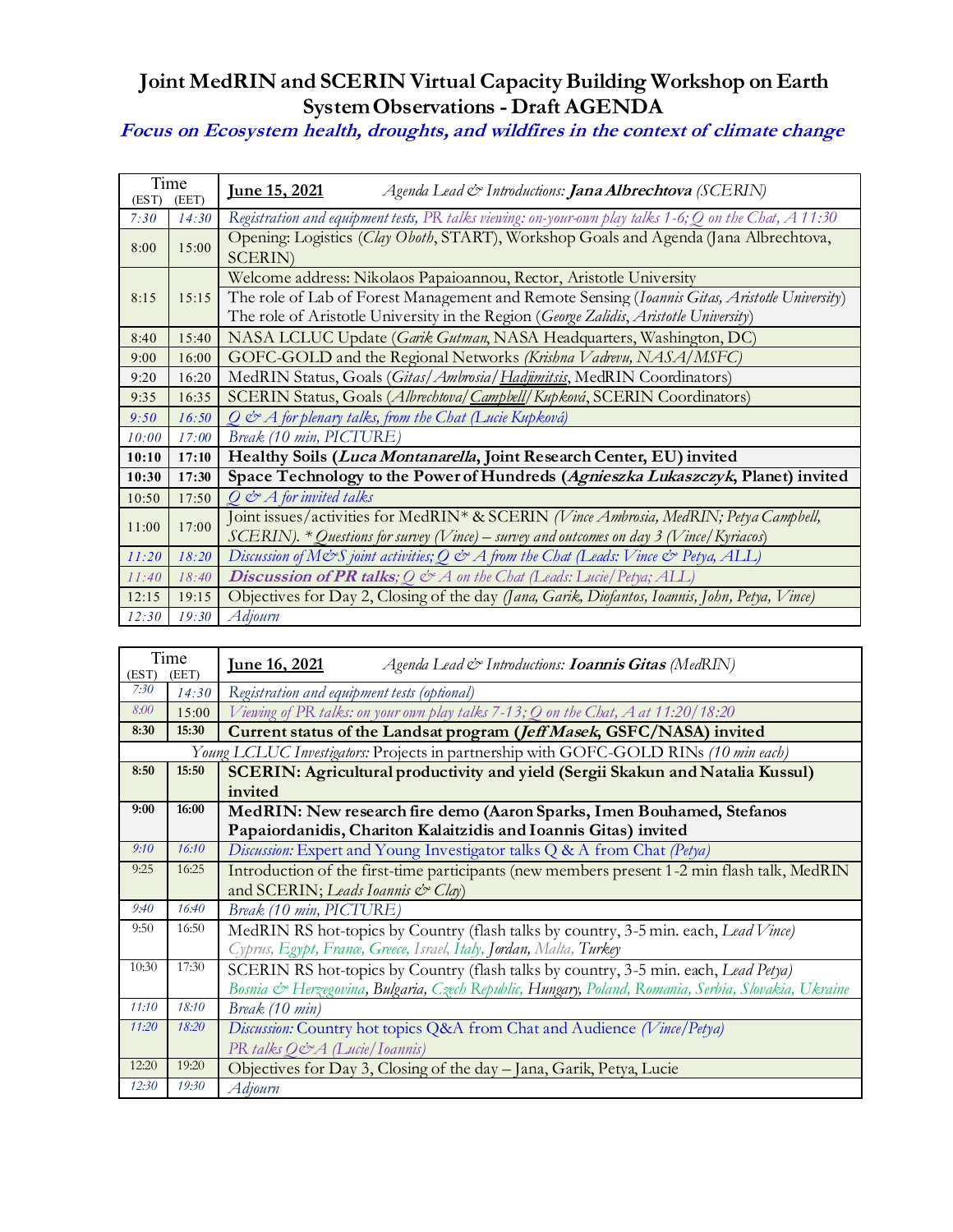# Joint MedRIN and SCERIN Virtual Capacity Building Workshop on Earth System Observations - Draft AGENDA

***Focus on Ecosystem health, droughts, and wildfires in the context of climate change***

| Time (EST) | (EET) | **June 15, 2021** *Agenda Lead & Introductions:* ***Jana Albrechtova*** *(SCERIN)* |
|---|---|---|
| *7:30* | *14:30* | *Registration and equipment tests, PR talks viewing: on-your-own play talks 1-6; Q on the Chat, A 11:30* |
| 8:00 | 15:00 | Opening: Logistics (*Clay Oboth*, START), Workshop Goals and Agenda (Jana Albrechtova, SCERIN) |
| 8:15 | 15:15 | Welcome address: Nikolaos Papaioannou, Rector, Aristotle University<br>The role of Lab of Forest Management and Remote Sensing (*Ioannis Gitas, Aristotle University*)<br>The role of Aristotle University in the Region (*George Zalidis, Aristotle University*) |
| 8:40 | 15:40 | NASA LCLUC Update (*Garik Gutman*, NASA Headquarters, Washington, DC) |
| 9:00 | 16:00 | GOFC-GOLD and the Regional Networks *(Krishna Vadrevu, NASA/MSFC)* |
| 9:20 | 16:20 | MedRIN Status, Goals (*Gitas/Ambrosia/Hadjimitsis*, MedRIN Coordinators) |
| 9:35 | 16:35 | SCERIN Status, Goals (*Albrechtova/Campbell/Kupková*, SCERIN Coordinators) |
| *9:50* | *16:50* | *Q & A for plenary talks, from the Chat (Lucie Kupková)* |
| *10:00* | *17:00* | *Break (10 min, PICTURE)* |
| **10:10** | **17:10** | **Healthy Soils (*Luca Montanarella*, Joint Research Center, EU) invited** |
| **10:30** | **17:30** | **Space Technology to the Power of Hundreds (*Agnieszka Lukaszczyk*, Planet) invited** |
| 10:50 | 17:50 | *Q & A for invited talks* |
| 11:00 | 17:00 | Joint issues/activities for MedRIN* & SCERIN *(Vince Ambrosia, MedRIN; Petya Campbell, SCERIN). *Questions for survey (Vince) – survey and outcomes on day 3 (Vince/Kyriacos)* |
| *11:20* | *18:20* | *Discussion of M&S joint activities; Q & A from the Chat (Leads: Vince & Petya, ALL)* |
| *11:40* | *18:40* | ***Discussion of PR talks****; Q & A on the Chat (Leads: Lucie/Petya; ALL)* |
| 12:15 | 19:15 | Objectives for Day 2, Closing of the day *(Jana, Garik, Diofantos, Ioannis, John, Petya, Vince)* |
| *12:30* | *19:30* | *Adjourn* |

| Time (EST) | (EET) | **June 16, 2021** *Agenda Lead & Introductions:* ***Ioannis Gitas*** *(MedRIN)* |
|---|---|---|
| *7:30* | *14:30* | *Registration and equipment tests (optional)* |
| *8:00* | 15:00 | *Viewing of PR talks: on your own play talks 7-13; Q on the Chat, A at 11:20/18:20* |
| **8:30** | **15:30** | **Current status of the Landsat program (*Jeff Masek*, GSFC/NASA) invited** |
| | | *Young LCLUC Investigators:* Projects in partnership with GOFC-GOLD RINs *(10 min each)* |
| **8:50** | **15:50** | **SCERIN: Agricultural productivity and yield (Sergii Skakun and Natalia Kussul) invited** |
| **9:00** | **16:00** | **MedRIN: New research fire demo (Aaron Sparks, Imen Bouhamed, Stefanos Papaiordanidis, Chariton Kalaitzidis and Ioannis Gitas) invited** |
| *9:10* | *16:10* | *Discussion:* Expert and Young Investigator talks Q & A from Chat *(Petya)* |
| 9:25 | 16:25 | Introduction of the first-time participants (new members present 1-2 min flash talk, MedRIN and SCERIN; *Leads Ioannis & Clay*) |
| *9:40* | *16:40* | *Break (10 min, PICTURE)* |
| 9:50 | 16:50 | MedRIN RS hot-topics by Country (flash talks by country, 3-5 min. each, *Lead Vince)*<br>*Cyprus, Egypt, France, Greece, Israel, Italy, Jordan, Malta, Turkey* |
| 10:30 | 17:30 | SCERIN RS hot-topics by Country (flash talks by country, 3-5 min. each, *Lead Petya)*<br>*Bosnia & Herzegovina, Bulgaria, Czech Republic, Hungary, Poland, Romania, Serbia, Slovakia, Ukraine* |
| *11:10* | *18:10* | *Break (10 min)* |
| *11:20* | *18:20* | *Discussion:* Country hot topics Q&A from Chat and Audience *(Vince/Petya)*<br>*PR talks Q&A (Lucie/Ioannis)* |
| 12:20 | 19:20 | Objectives for Day 3, Closing of the day – Jana, Garik, Petya, Lucie |
| *12:30* | *19:30* | *Adjourn* |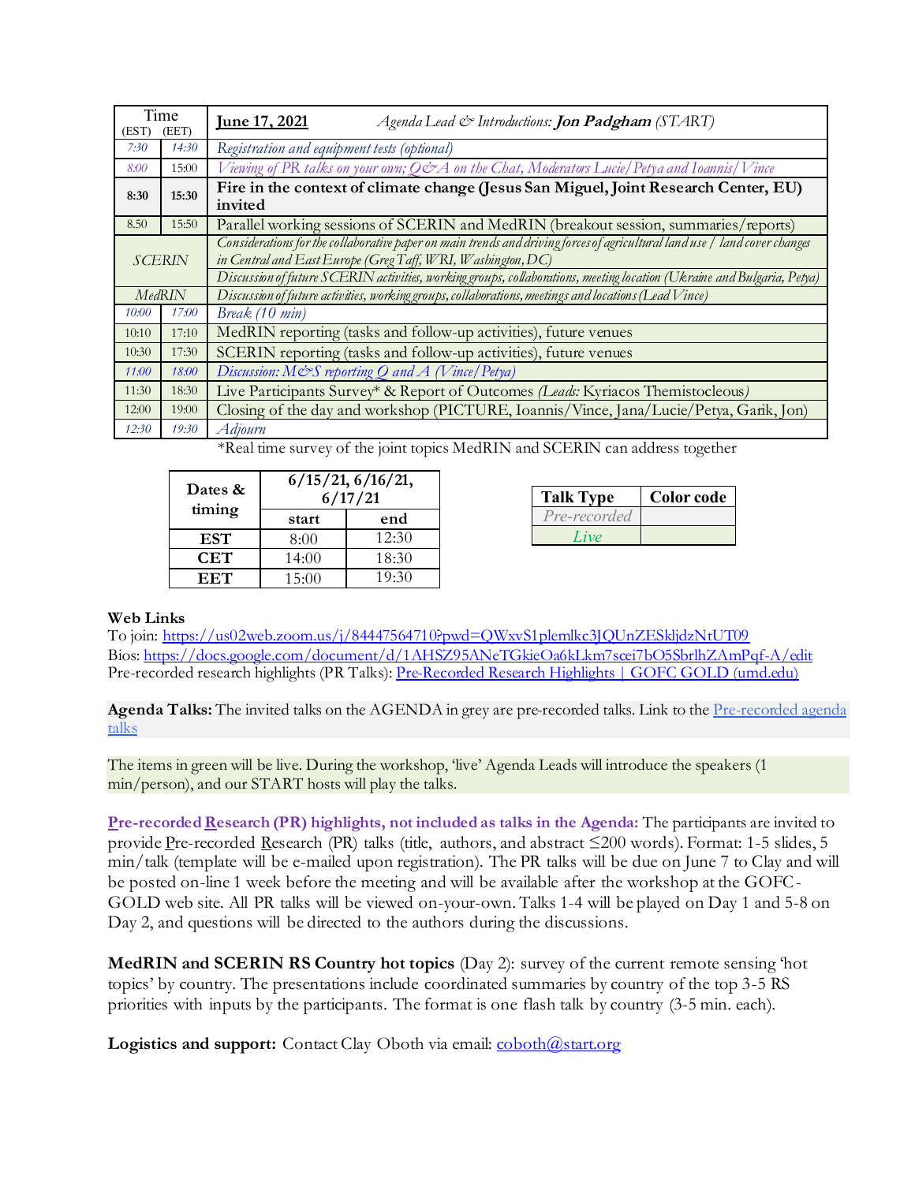| Time (EST) | Time (EET) | **June 17, 2021** *Agenda Lead & Introductions:* ***Jon Padgham*** *(START)* |
|---|---|---|
| *7:30* | *14:30* | *Registration and equipment tests (optional)* |
| *8:00* | 15:00 | *Viewing of PR talks on your own; Q&A on the Chat, Moderators Lucie/Petya and Ioannis/Vince* |
| **8:30** | **15:30** | **Fire in the context of climate change (Jesus San Miguel, Joint Research Center, EU) invited** |
| 8.50 | 15:50 | Parallel working sessions of SCERIN and MedRIN (breakout session, summaries/reports) |
| *SCERIN* | | *Considerations for the collaborative paper on main trends and driving forces of agricultural land use / land cover changes in Central and East Europe (Greg Taff, WRI, Washington, DC)* |
| | | *Discussion of future SCERIN activities, working groups, collaborations, meeting location (Ukraine and Bulgaria, Petya)* |
| *MedRIN* | | *Discussion of future activities, working groups, collaborations, meetings and locations (Lead Vince)* |
| *10:00* | *17:00* | *Break (10 min)* |
| 10:10 | 17:10 | MedRIN reporting (tasks and follow-up activities), future venues |
| 10:30 | 17:30 | SCERIN reporting (tasks and follow-up activities), future venues |
| *11:00* | *18:00* | *Discussion: M&S reporting Q and A (Vince/Petya)* |
| 11:30 | 18:30 | Live Participants Survey* & Report of Outcomes *(Leads:* Kyriacos Themistocleous*)* |
| 12:00 | 19:00 | Closing of the day and workshop (PICTURE, Ioannis/Vince, Jana/Lucie/Petya, Garik, Jon) |
| *12:30* | *19:30* | *Adjourn* |

*Real time survey of the joint topics MedRIN and SCERIN can address together

| **Dates & timing** | **6/15/21, 6/16/21, 6/17/21** | |
|---|---|---|
| | **start** | **end** |
| **EST** | 8:00 | 12:30 |
| **CET** | 14:00 | 18:30 |
| **EET** | 15:00 | 19:30 |

| **Talk Type** | **Color code** |
|---|---|
| *Pre-recorded* | |
| *Live* | |

**Web Links**

To join: https://us02web.zoom.us/j/84447564710?pwd=QWxvS1plemlkc3JQUnZESkljdzNtUT09

Bios: https://docs.google.com/document/d/1AHSZ95ANeTGkieOa6kLkm7scei7bO5SbrlhZAmPqf-A/edit

Pre-recorded research highlights (PR Talks): Pre-Recorded Research Highlights | GOFC GOLD (umd.edu)

**Agenda Talks:** The invited talks on the AGENDA in grey are pre-recorded talks. Link to the Pre-recorded agenda talks

The items in green will be live. During the workshop, 'live' Agenda Leads will introduce the speakers (1 min/person), and our START hosts will play the talks.

**Pre-recorded Research (PR) highlights, not included as talks in the Agenda:** The participants are invited to provide Pre-recorded Research (PR) talks (title, authors, and abstract ≤200 words). Format: 1-5 slides, 5 min/talk (template will be e-mailed upon registration). The PR talks will be due on June 7 to Clay and will be posted on-line 1 week before the meeting and will be available after the workshop at the GOFC-GOLD web site. All PR talks will be viewed on-your-own. Talks 1-4 will be played on Day 1 and 5-8 on Day 2, and questions will be directed to the authors during the discussions.

**MedRIN and SCERIN RS Country hot topics** (Day 2): survey of the current remote sensing 'hot topics' by country. The presentations include coordinated summaries by country of the top 3-5 RS priorities with inputs by the participants. The format is one flash talk by country (3-5 min. each).

**Logistics and support:** Contact Clay Oboth via email: coboth@start.org